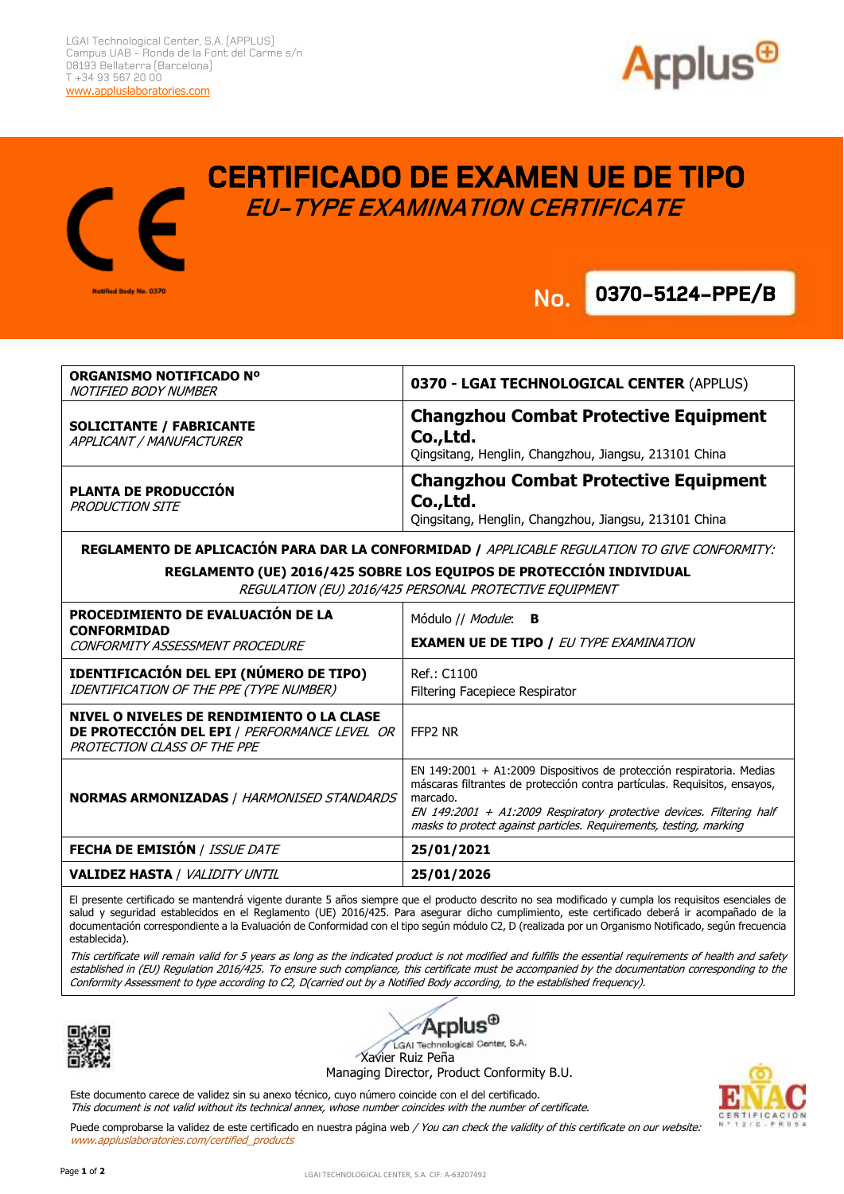LGAI Technological Center, S.A. (APPLUS)
Campus UAB - Ronda de la Font del Carme s/n
08193 Bellaterra (Barcelona)
T +34 93 567 20 00
www.appluslaboratories.com

Notified Body No. 0370

# CERTIFICADO DE EXAMEN UE DE TIPO
## *EU-TYPE EXAMINATION CERTIFICATE*

**No. 0370-5124-PPE/B**

| | |
|---|---|
| **ORGANISMO NOTIFICADO Nº** *NOTIFIED BODY NUMBER* | **0370 - LGAI TECHNOLOGICAL CENTER** (APPLUS) |
| **SOLICITANTE / FABRICANTE** *APPLICANT / MANUFACTURER* | **Changzhou Combat Protective Equipment Co.,Ltd.** Qingsitang, Henglin, Changzhou, Jiangsu, 213101 China |
| **PLANTA DE PRODUCCIÓN** *PRODUCTION SITE* | **Changzhou Combat Protective Equipment Co.,Ltd.** Qingsitang, Henglin, Changzhou, Jiangsu, 213101 China |

**REGLAMENTO DE APLICACIÓN PARA DAR LA CONFORMIDAD /** *APPLICABLE REGULATION TO GIVE CONFORMITY:*

**REGLAMENTO (UE) 2016/425 SOBRE LOS EQUIPOS DE PROTECCIÓN INDIVIDUAL**
*REGULATION (EU) 2016/425 PERSONAL PROTECTIVE EQUIPMENT*

| | |
|---|---|
| **PROCEDIMIENTO DE EVALUACIÓN DE LA CONFORMIDAD** *CONFORMITY ASSESSMENT PROCEDURE* | Módulo // *Module*: **B** **EXAMEN UE DE TIPO /** *EU TYPE EXAMINATION* |
| **IDENTIFICACIÓN DEL EPI (NÚMERO DE TIPO)** *IDENTIFICATION OF THE PPE (TYPE NUMBER)* | Ref.: C1100 Filtering Facepiece Respirator |
| **NIVEL O NIVELES DE RENDIMIENTO O LA CLASE DE PROTECCIÓN DEL EPI** / *PERFORMANCE LEVEL OR PROTECTION CLASS OF THE PPE* | FFP2 NR |
| **NORMAS ARMONIZADAS** / *HARMONISED STANDARDS* | EN 149:2001 + A1:2009 Dispositivos de protección respiratoria. Medias máscaras filtrantes de protección contra partículas. Requisitos, ensayos, marcado. *EN 149:2001 + A1:2009 Respiratory protective devices. Filtering half masks to protect against particles. Requirements, testing, marking* |
| **FECHA DE EMISIÓN** / *ISSUE DATE* | **25/01/2021** |
| **VALIDEZ HASTA** / *VALIDITY UNTIL* | **25/01/2026** |

El presente certificado se mantendrá vigente durante 5 años siempre que el producto descrito no sea modificado y cumpla los requisitos esenciales de salud y seguridad establecidos en el Reglamento (UE) 2016/425. Para asegurar dicho cumplimiento, este certificado deberá ir acompañado de la documentación correspondiente a la Evaluación de Conformidad con el tipo según módulo C2, D (realizada por un Organismo Notificado, según frecuencia establecida).

*This certificate will remain valid for 5 years as long as the indicated product is not modified and fulfills the essential requirements of health and safety established in (EU) Regulation 2016/425. To ensure such compliance, this certificate must be accompanied by the documentation corresponding to the Conformity Assessment to type according to C2, D(carried out by a Notified Body according, to the established frequency).*

Applus® LGAI Technological Center, S.A.
Xavier Ruiz Peña
Managing Director, Product Conformity B.U.

Este documento carece de validez sin su anexo técnico, cuyo número coincide con el del certificado.
*This document is not valid without its technical annex, whose number coincides with the number of certificate.*

Puede comprobarse la validez de este certificado en nuestra página web / *You can check the validity of this certificate on our website:* *www.appluslaboratories.com/certified_products*

ENAC CERTIFICACIÓN Nº 12/C-PR054

LGAI TECHNOLOGICAL CENTER, S.A. CIF: A-63207492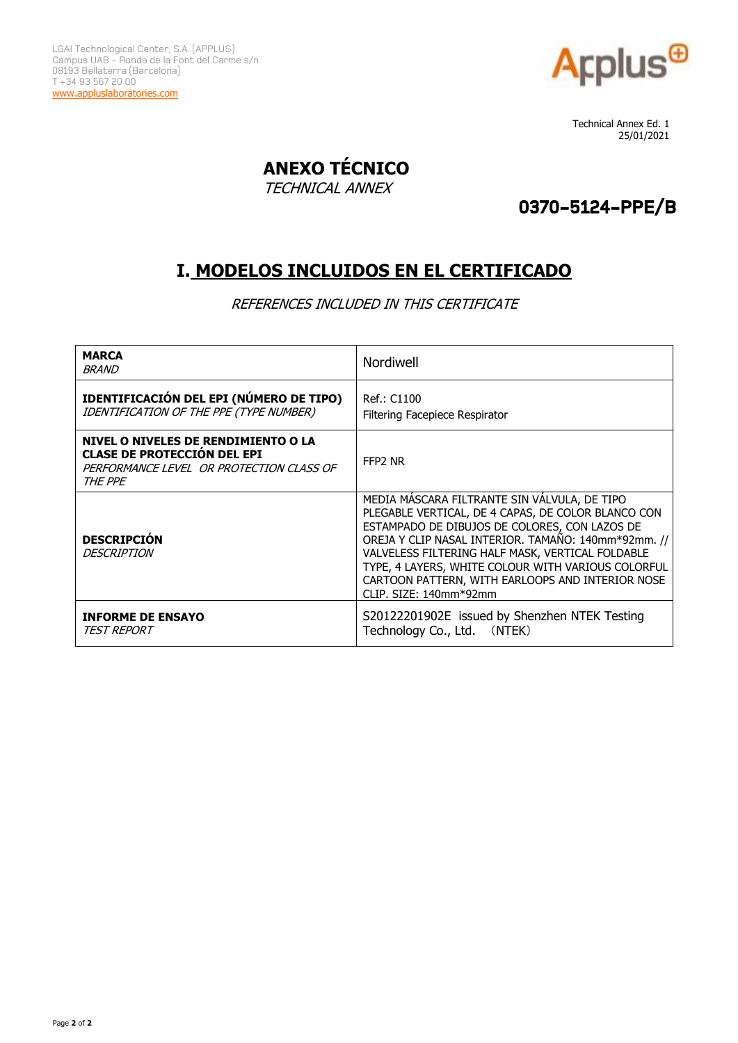LGAI Technological Center, S.A. (APPLUS)
Campus UAB - Ronda de la Font del Carme s/n
08193 Bellaterra (Barcelona)
T +34 93 567 20 00
www.appluslaboratories.com

Technical Annex Ed. 1
25/01/2021

# ANEXO TÉCNICO
*TECHNICAL ANNEX*

**0370-5124-PPE/B**

## I. MODELOS INCLUIDOS EN EL CERTIFICADO

*REFERENCES INCLUDED IN THIS CERTIFICATE*

| | |
|---|---|
| **MARCA** *BRAND* | Nordiwell |
| **IDENTIFICACIÓN DEL EPI (NÚMERO DE TIPO)** *IDENTIFICATION OF THE PPE (TYPE NUMBER)* | Ref.: C1100<br>Filtering Facepiece Respirator |
| **NIVEL O NIVELES DE RENDIMIENTO O LA CLASE DE PROTECCIÓN DEL EPI** *PERFORMANCE LEVEL OR PROTECTION CLASS OF THE PPE* | FFP2 NR |
| **DESCRIPCIÓN** *DESCRIPTION* | MEDIA MÁSCARA FILTRANTE SIN VÁLVULA, DE TIPO PLEGABLE VERTICAL, DE 4 CAPAS, DE COLOR BLANCO CON ESTAMPADO DE DIBUJOS DE COLORES, CON LAZOS DE OREJA Y CLIP NASAL INTERIOR. TAMAÑO: 140mm*92mm. // VALVELESS FILTERING HALF MASK, VERTICAL FOLDABLE TYPE, 4 LAYERS, WHITE COLOUR WITH VARIOUS COLORFUL CARTOON PATTERN, WITH EARLOOPS AND INTERIOR NOSE CLIP. SIZE: 140mm*92mm |
| **INFORME DE ENSAYO** *TEST REPORT* | S20122201902E issued by Shenzhen NTEK Testing Technology Co., Ltd. （NTEK） |